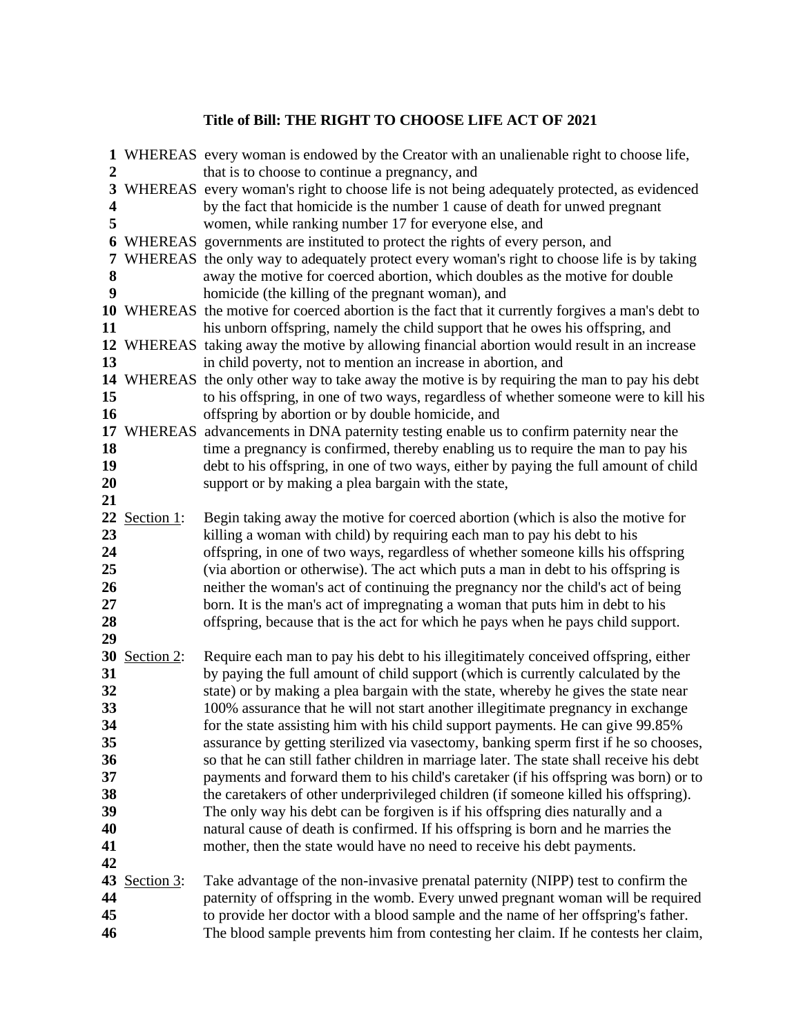**Title of Bill: THE RIGHT TO CHOOSE LIFE ACT OF 2021**

**1** WHEREAS every woman is endowed by the Creator with an unalienable right to choose life,
**2** that is to choose to continue a pregnancy, and
**3** WHEREAS every woman's right to choose life is not being adequately protected, as evidenced
**4** by the fact that homicide is the number 1 cause of death for unwed pregnant
**5** women, while ranking number 17 for everyone else, and
**6** WHEREAS governments are instituted to protect the rights of every person, and
**7** WHEREAS the only way to adequately protect every woman's right to choose life is by taking
**8** away the motive for coerced abortion, which doubles as the motive for double
**9** homicide (the killing of the pregnant woman), and
**10** WHEREAS the motive for coerced abortion is the fact that it currently forgives a man's debt to
**11** his unborn offspring, namely the child support that he owes his offspring, and
**12** WHEREAS taking away the motive by allowing financial abortion would result in an increase
**13** in child poverty, not to mention an increase in abortion, and
**14** WHEREAS the only other way to take away the motive is by requiring the man to pay his debt
**15** to his offspring, in one of two ways, regardless of whether someone were to kill his
**16** offspring by abortion or by double homicide, and
**17** WHEREAS advancements in DNA paternity testing enable us to confirm paternity near the
**18** time a pregnancy is confirmed, thereby enabling us to require the man to pay his
**19** debt to his offspring, in one of two ways, either by paying the full amount of child
**20** support or by making a plea bargain with the state,
**21**
**22** Section 1: Begin taking away the motive for coerced abortion (which is also the motive for
**23** killing a woman with child) by requiring each man to pay his debt to his
**24** offspring, in one of two ways, regardless of whether someone kills his offspring
**25** (via abortion or otherwise). The act which puts a man in debt to his offspring is
**26** neither the woman's act of continuing the pregnancy nor the child's act of being
**27** born. It is the man's act of impregnating a woman that puts him in debt to his
**28** offspring, because that is the act for which he pays when he pays child support.
**29**
**30** Section 2: Require each man to pay his debt to his illegitimately conceived offspring, either
**31** by paying the full amount of child support (which is currently calculated by the
**32** state) or by making a plea bargain with the state, whereby he gives the state near
**33** 100% assurance that he will not start another illegitimate pregnancy in exchange
**34** for the state assisting him with his child support payments. He can give 99.85%
**35** assurance by getting sterilized via vasectomy, banking sperm first if he so chooses,
**36** so that he can still father children in marriage later. The state shall receive his debt
**37** payments and forward them to his child's caretaker (if his offspring was born) or to
**38** the caretakers of other underprivileged children (if someone killed his offspring).
**39** The only way his debt can be forgiven is if his offspring dies naturally and a
**40** natural cause of death is confirmed. If his offspring is born and he marries the
**41** mother, then the state would have no need to receive his debt payments.
**42**
**43** Section 3: Take advantage of the non-invasive prenatal paternity (NIPP) test to confirm the
**44** paternity of offspring in the womb. Every unwed pregnant woman will be required
**45** to provide her doctor with a blood sample and the name of her offspring's father.
**46** The blood sample prevents him from contesting her claim. If he contests her claim,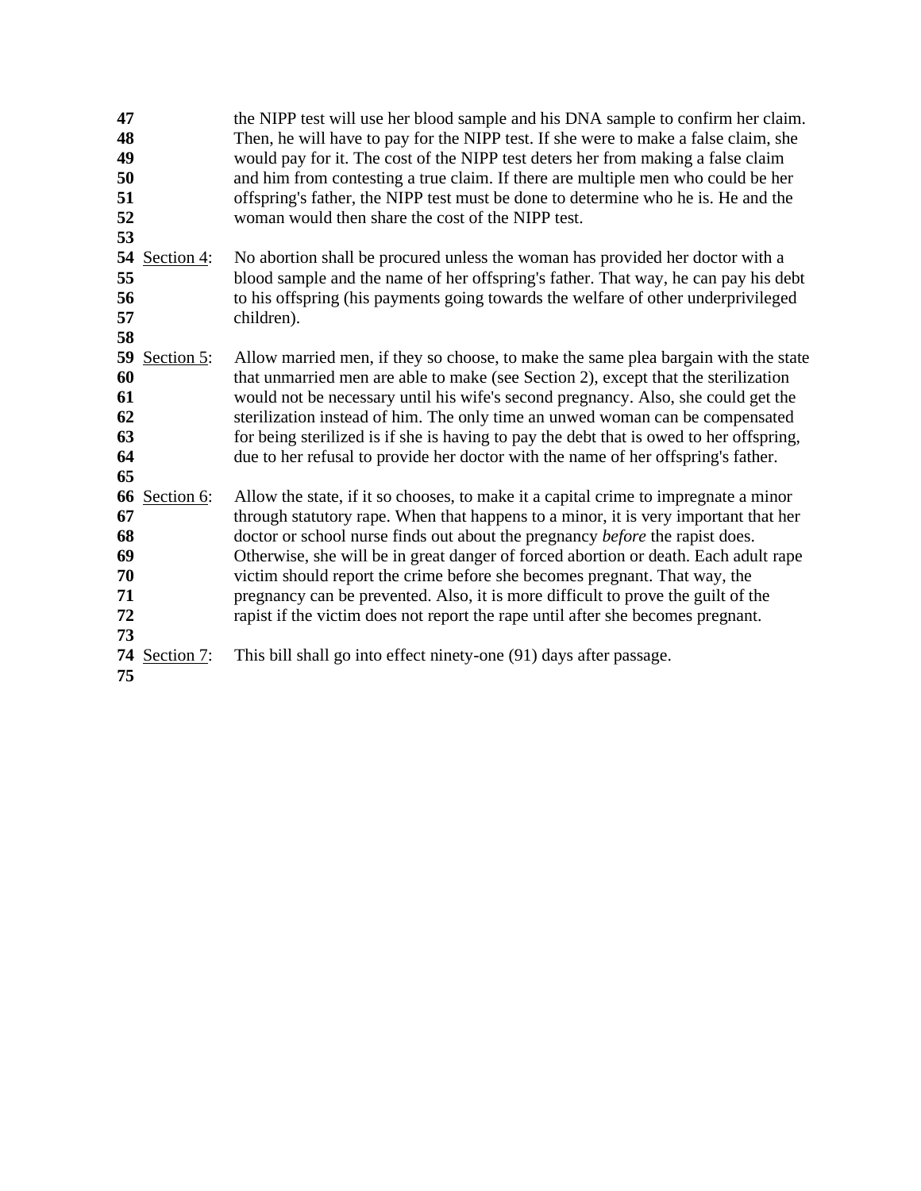the NIPP test will use her blood sample and his DNA sample to confirm her claim. Then, he will have to pay for the NIPP test. If she were to make a false claim, she would pay for it. The cost of the NIPP test deters her from making a false claim and him from contesting a true claim. If there are multiple men who could be her offspring's father, the NIPP test must be done to determine who he is. He and the woman would then share the cost of the NIPP test.

Section 4: No abortion shall be procured unless the woman has provided her doctor with a blood sample and the name of her offspring's father. That way, he can pay his debt to his offspring (his payments going towards the welfare of other underprivileged children).

Section 5: Allow married men, if they so choose, to make the same plea bargain with the state that unmarried men are able to make (see Section 2), except that the sterilization would not be necessary until his wife's second pregnancy. Also, she could get the sterilization instead of him. The only time an unwed woman can be compensated for being sterilized is if she is having to pay the debt that is owed to her offspring, due to her refusal to provide her doctor with the name of her offspring's father.

Section 6: Allow the state, if it so chooses, to make it a capital crime to impregnate a minor through statutory rape. When that happens to a minor, it is very important that her doctor or school nurse finds out about the pregnancy *before* the rapist does. Otherwise, she will be in great danger of forced abortion or death. Each adult rape victim should report the crime before she becomes pregnant. That way, the pregnancy can be prevented. Also, it is more difficult to prove the guilt of the rapist if the victim does not report the rape until after she becomes pregnant.

Section 7: This bill shall go into effect ninety-one (91) days after passage.